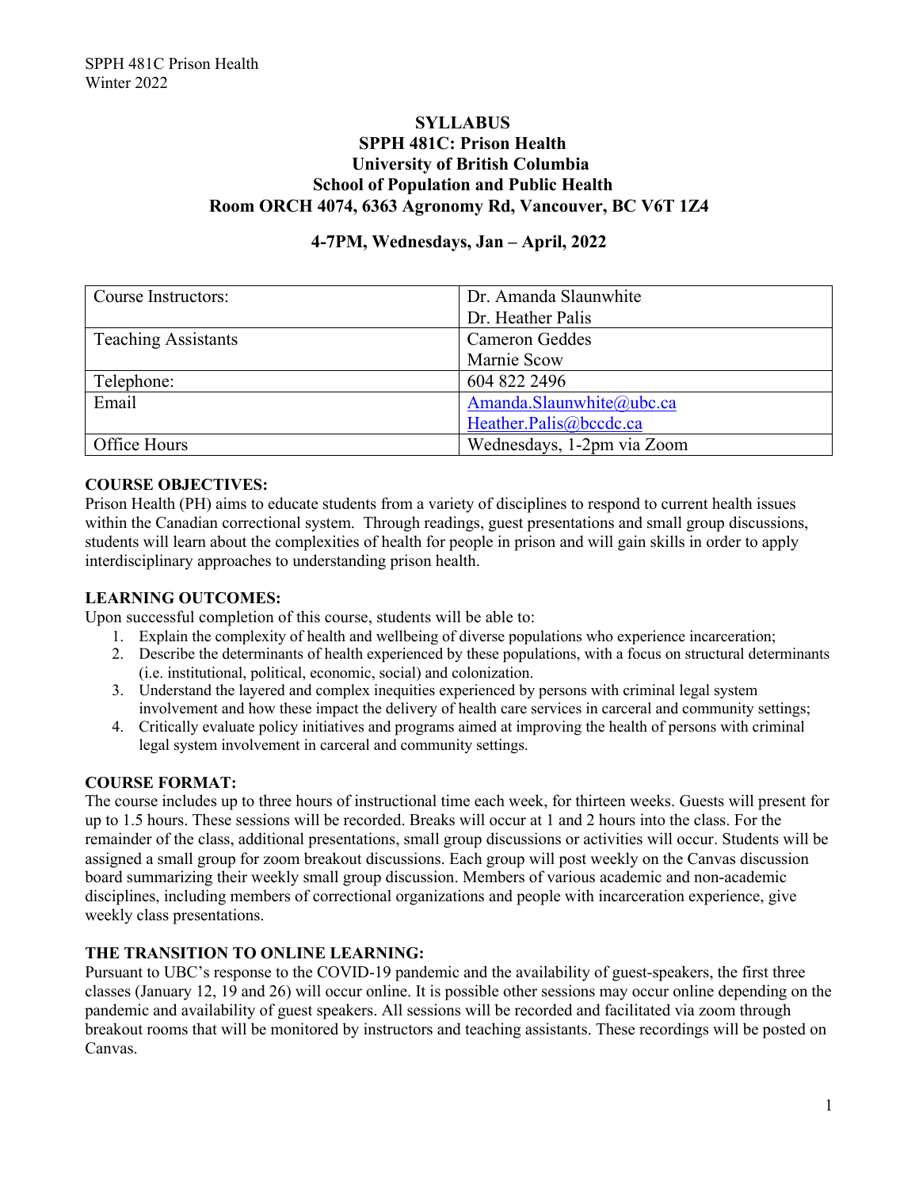# SYLLABUS

## SPPH 481C: Prison Health

## University of British Columbia

## School of Population and Public Health

## Room ORCH 4074, 6363 Agronomy Rd, Vancouver, BC V6T 1Z4

### 4-7PM, Wednesdays, Jan – April, 2022

| Course Instructors: | Dr. Amanda Slaunwhite<br>Dr. Heather Palis |
|---|---|
| Teaching Assistants | Cameron Geddes<br>Marnie Scow |
| Telephone: | 604 822 2496 |
| Email | Amanda.Slaunwhite@ubc.ca<br>Heather.Palis@bccdc.ca |
| Office Hours | Wednesdays, 1-2pm via Zoom |

**COURSE OBJECTIVES:**

Prison Health (PH) aims to educate students from a variety of disciplines to respond to current health issues within the Canadian correctional system. Through readings, guest presentations and small group discussions, students will learn about the complexities of health for people in prison and will gain skills in order to apply interdisciplinary approaches to understanding prison health.

**LEARNING OUTCOMES:**

Upon successful completion of this course, students will be able to:

1. Explain the complexity of health and wellbeing of diverse populations who experience incarceration;
2. Describe the determinants of health experienced by these populations, with a focus on structural determinants (i.e. institutional, political, economic, social) and colonization.
3. Understand the layered and complex inequities experienced by persons with criminal legal system involvement and how these impact the delivery of health care services in carceral and community settings;
4. Critically evaluate policy initiatives and programs aimed at improving the health of persons with criminal legal system involvement in carceral and community settings.

**COURSE FORMAT:**

The course includes up to three hours of instructional time each week, for thirteen weeks. Guests will present for up to 1.5 hours. These sessions will be recorded. Breaks will occur at 1 and 2 hours into the class. For the remainder of the class, additional presentations, small group discussions or activities will occur. Students will be assigned a small group for zoom breakout discussions. Each group will post weekly on the Canvas discussion board summarizing their weekly small group discussion. Members of various academic and non-academic disciplines, including members of correctional organizations and people with incarceration experience, give weekly class presentations.

**THE TRANSITION TO ONLINE LEARNING:**

Pursuant to UBC's response to the COVID-19 pandemic and the availability of guest-speakers, the first three classes (January 12, 19 and 26) will occur online. It is possible other sessions may occur online depending on the pandemic and availability of guest speakers. All sessions will be recorded and facilitated via zoom through breakout rooms that will be monitored by instructors and teaching assistants. These recordings will be posted on Canvas.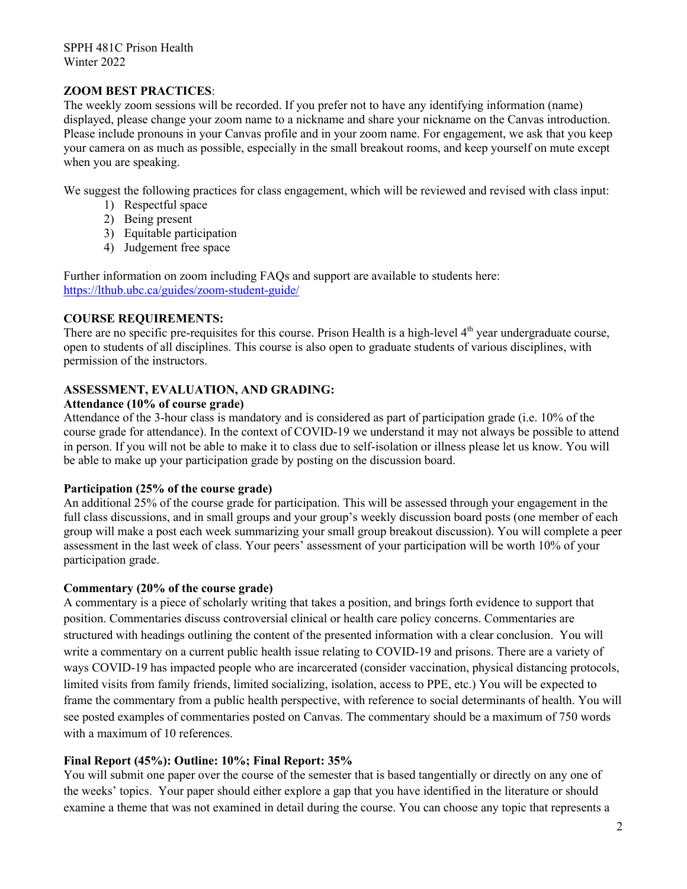**ZOOM BEST PRACTICES**:
The weekly zoom sessions will be recorded. If you prefer not to have any identifying information (name) displayed, please change your zoom name to a nickname and share your nickname on the Canvas introduction. Please include pronouns in your Canvas profile and in your zoom name. For engagement, we ask that you keep your camera on as much as possible, especially in the small breakout rooms, and keep yourself on mute except when you are speaking.

We suggest the following practices for class engagement, which will be reviewed and revised with class input:

1) Respectful space
2) Being present
3) Equitable participation
4) Judgement free space

Further information on zoom including FAQs and support are available to students here:
https://lthub.ubc.ca/guides/zoom-student-guide/

**COURSE REQUIREMENTS:**
There are no specific pre-requisites for this course. Prison Health is a high-level 4th year undergraduate course, open to students of all disciplines. This course is also open to graduate students of various disciplines, with permission of the instructors.

**ASSESSMENT, EVALUATION, AND GRADING:**

**Attendance (10% of course grade)**
Attendance of the 3-hour class is mandatory and is considered as part of participation grade (i.e. 10% of the course grade for attendance). In the context of COVID-19 we understand it may not always be possible to attend in person. If you will not be able to make it to class due to self-isolation or illness please let us know. You will be able to make up your participation grade by posting on the discussion board.

**Participation (25% of the course grade)**
An additional 25% of the course grade for participation. This will be assessed through your engagement in the full class discussions, and in small groups and your group's weekly discussion board posts (one member of each group will make a post each week summarizing your small group breakout discussion). You will complete a peer assessment in the last week of class. Your peers' assessment of your participation will be worth 10% of your participation grade.

**Commentary (20% of the course grade)**
A commentary is a piece of scholarly writing that takes a position, and brings forth evidence to support that position. Commentaries discuss controversial clinical or health care policy concerns. Commentaries are structured with headings outlining the content of the presented information with a clear conclusion. You will write a commentary on a current public health issue relating to COVID-19 and prisons. There are a variety of ways COVID-19 has impacted people who are incarcerated (consider vaccination, physical distancing protocols, limited visits from family friends, limited socializing, isolation, access to PPE, etc.) You will be expected to frame the commentary from a public health perspective, with reference to social determinants of health. You will see posted examples of commentaries posted on Canvas. The commentary should be a maximum of 750 words with a maximum of 10 references.

**Final Report (45%): Outline: 10%; Final Report: 35%**
You will submit one paper over the course of the semester that is based tangentially or directly on any one of the weeks' topics. Your paper should either explore a gap that you have identified in the literature or should examine a theme that was not examined in detail during the course. You can choose any topic that represents a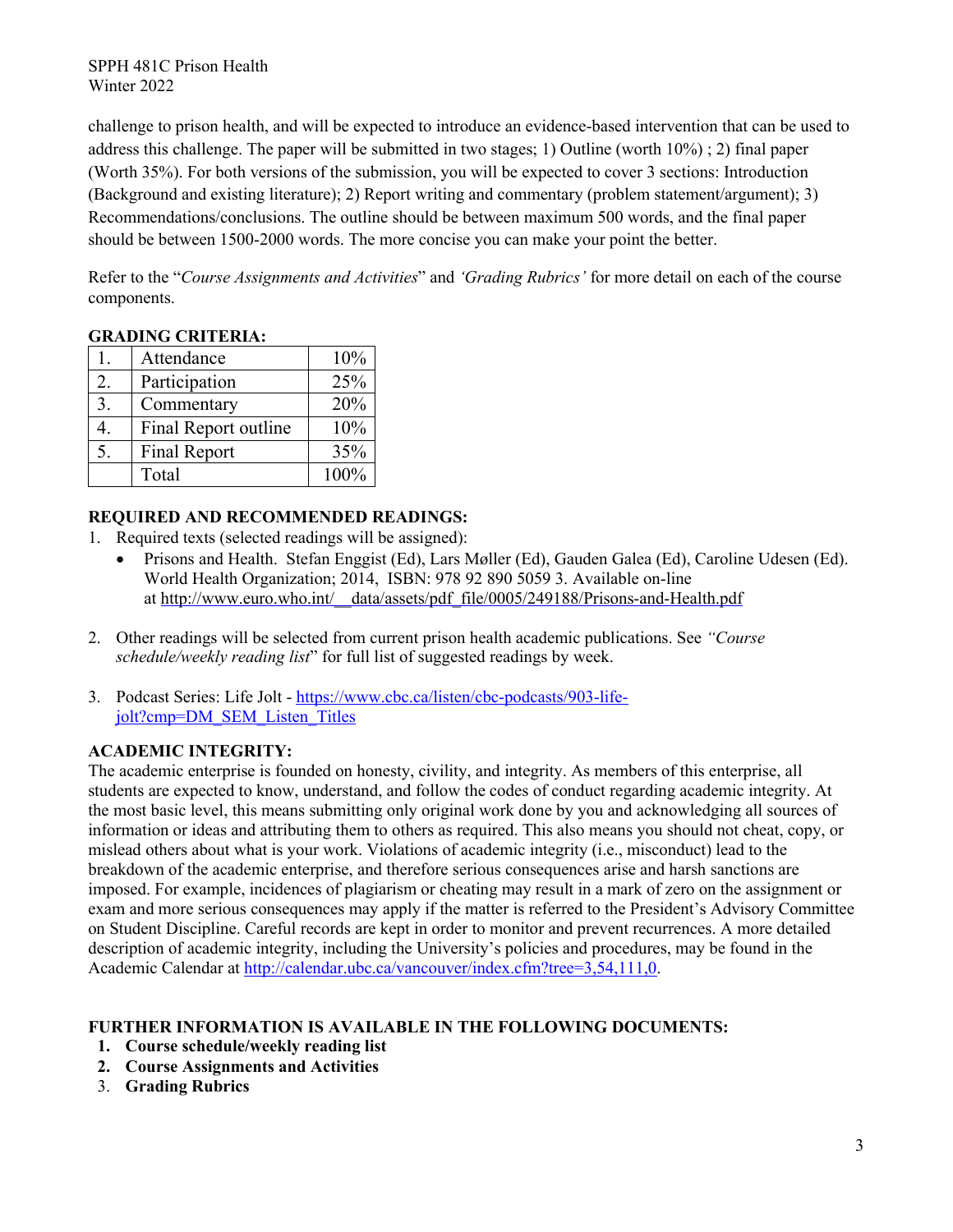challenge to prison health, and will be expected to introduce an evidence-based intervention that can be used to address this challenge. The paper will be submitted in two stages; 1) Outline (worth 10%) ; 2) final paper (Worth 35%). For both versions of the submission, you will be expected to cover 3 sections: Introduction (Background and existing literature); 2) Report writing and commentary (problem statement/argument); 3) Recommendations/conclusions. The outline should be between maximum 500 words, and the final paper should be between 1500-2000 words. The more concise you can make your point the better.

Refer to the "*Course Assignments and Activities*" and *'Grading Rubrics'* for more detail on each of the course components.

**GRADING CRITERIA:**

| | | |
|---|---|---|
| 1. | Attendance | 10% |
| 2. | Participation | 25% |
| 3. | Commentary | 20% |
| 4. | Final Report outline | 10% |
| 5. | Final Report | 35% |
| | Total | 100% |

**REQUIRED AND RECOMMENDED READINGS:**

1. Required texts (selected readings will be assigned):
   - Prisons and Health. Stefan Enggist (Ed), Lars Møller (Ed), Gauden Galea (Ed), Caroline Udesen (Ed). World Health Organization; 2014, ISBN: 978 92 890 5059 3. Available on-line at http://www.euro.who.int/__data/assets/pdf_file/0005/249188/Prisons-and-Health.pdf

2. Other readings will be selected from current prison health academic publications. See *"Course schedule/weekly reading list*" for full list of suggested readings by week.

3. Podcast Series: Life Jolt - https://www.cbc.ca/listen/cbc-podcasts/903-life-jolt?cmp=DM_SEM_Listen_Titles

**ACADEMIC INTEGRITY:**

The academic enterprise is founded on honesty, civility, and integrity. As members of this enterprise, all students are expected to know, understand, and follow the codes of conduct regarding academic integrity. At the most basic level, this means submitting only original work done by you and acknowledging all sources of information or ideas and attributing them to others as required. This also means you should not cheat, copy, or mislead others about what is your work. Violations of academic integrity (i.e., misconduct) lead to the breakdown of the academic enterprise, and therefore serious consequences arise and harsh sanctions are imposed. For example, incidences of plagiarism or cheating may result in a mark of zero on the assignment or exam and more serious consequences may apply if the matter is referred to the President's Advisory Committee on Student Discipline. Careful records are kept in order to monitor and prevent recurrences. A more detailed description of academic integrity, including the University's policies and procedures, may be found in the Academic Calendar at http://calendar.ubc.ca/vancouver/index.cfm?tree=3,54,111,0.

**FURTHER INFORMATION IS AVAILABLE IN THE FOLLOWING DOCUMENTS:**

1. **Course schedule/weekly reading list**
2. **Course Assignments and Activities**
3. **Grading Rubrics**